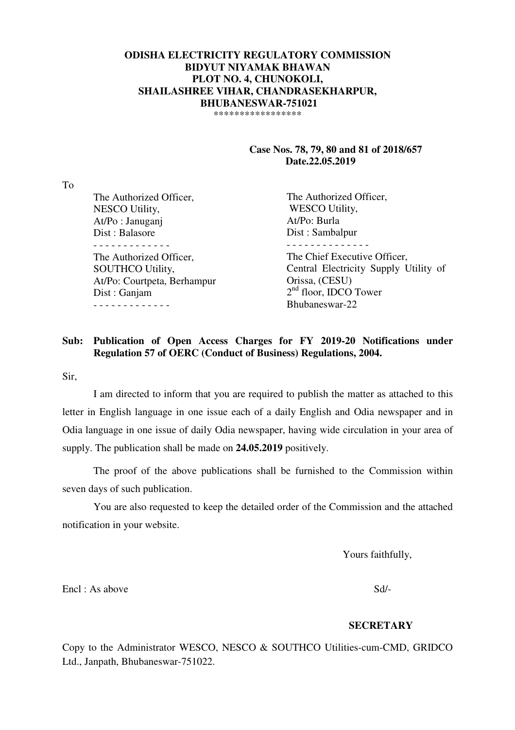**ODISHA ELECTRICITY REGULATORY COMMISSION**
**BIDYUT NIYAMAK BHAWAN**
**PLOT NO. 4, CHUNOKOLI,**
**SHAILASHREE VIHAR, CHANDRASEKHARPUR,**
**BHUBANESWAR-751021**

\*\*\*\*\*\*\*\*\*\*\*\*\*\*\*\*\*

**Case Nos. 78, 79, 80 and 81 of 2018/657**
**Date.22.05.2019**

To

The Authorized Officer,
NESCO Utility,
At/Po : Januganj
Dist : Balasore

- - - - - - - - - - - - -

The Authorized Officer,
WESCO Utility,
At/Po: Burla
Dist : Sambalpur

- - - - - - - - - - - - - -

The Authorized Officer,
SOUTHCO Utility,
At/Po: Courtpeta, Berhampur
Dist : Ganjam

- - - - - - - - - - - - -

The Chief Executive Officer,
Central Electricity Supply Utility of Orissa, (CESU)
2nd floor, IDCO Tower
Bhubaneswar-22

**Sub: Publication of Open Access Charges for FY 2019-20 Notifications under Regulation 57 of OERC (Conduct of Business) Regulations, 2004.**

Sir,

I am directed to inform that you are required to publish the matter as attached to this letter in English language in one issue each of a daily English and Odia newspaper and in Odia language in one issue of daily Odia newspaper, having wide circulation in your area of supply. The publication shall be made on **24.05.2019** positively.

The proof of the above publications shall be furnished to the Commission within seven days of such publication.

You are also requested to keep the detailed order of the Commission and the attached notification in your website.

Yours faithfully,

Encl : As above

Sd/-

**SECRETARY**

Copy to the Administrator WESCO, NESCO & SOUTHCO Utilities-cum-CMD, GRIDCO Ltd., Janpath, Bhubaneswar-751022.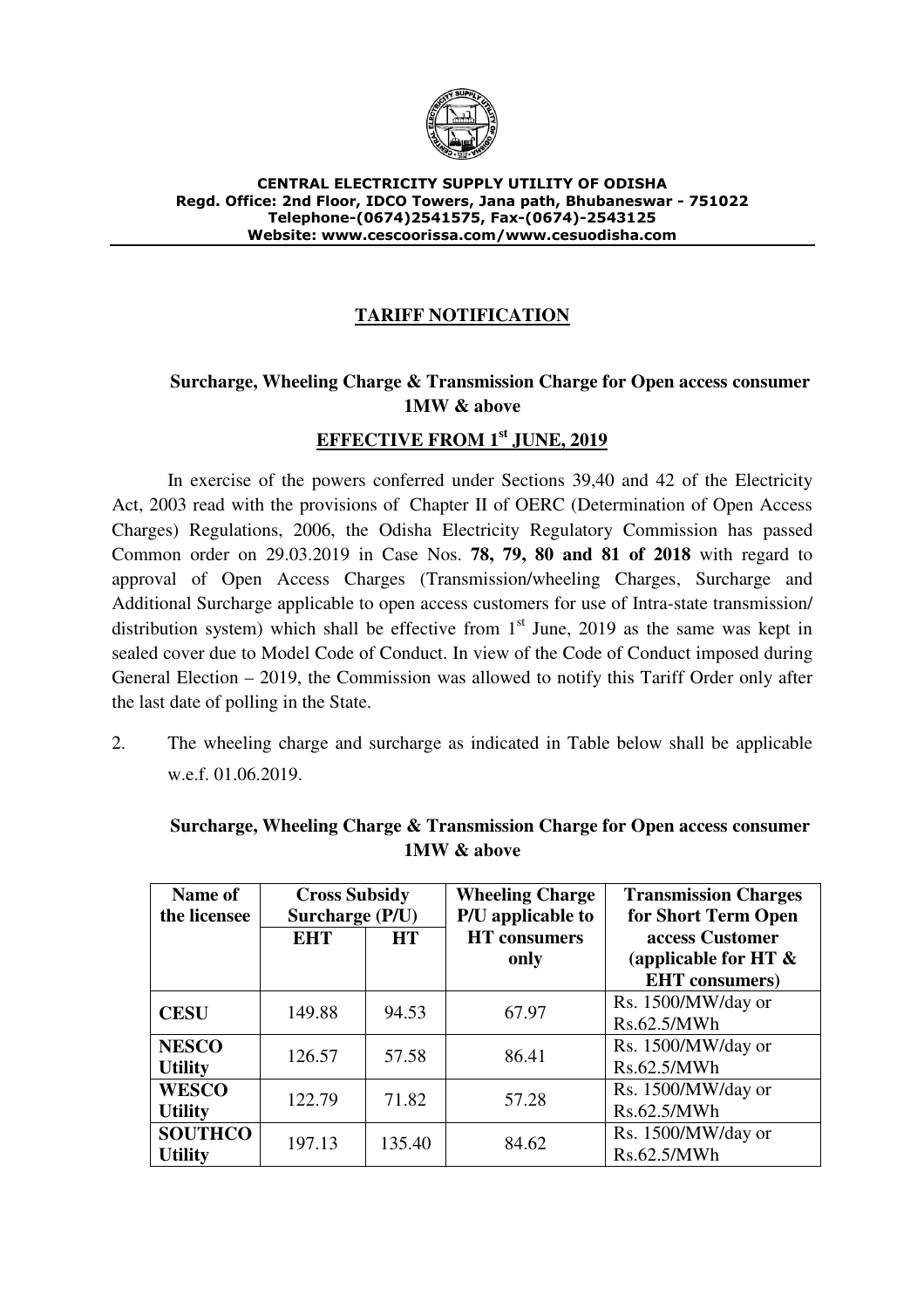**CENTRAL ELECTRICITY SUPPLY UTILITY OF ODISHA**
**Regd. Office: 2nd Floor, IDCO Towers, Jana path, Bhubaneswar - 751022**
**Telephone-(0674)2541575, Fax-(0674)-2543125**
**Website: www.cescoorissa.com/www.cesuodisha.com**

## TARIFF NOTIFICATION

### Surcharge, Wheeling Charge & Transmission Charge for Open access consumer 1MW & above

### EFFECTIVE FROM 1st JUNE, 2019

In exercise of the powers conferred under Sections 39,40 and 42 of the Electricity Act, 2003 read with the provisions of Chapter II of OERC (Determination of Open Access Charges) Regulations, 2006, the Odisha Electricity Regulatory Commission has passed Common order on 29.03.2019 in Case Nos. **78, 79, 80 and 81 of 2018** with regard to approval of Open Access Charges (Transmission/wheeling Charges, Surcharge and Additional Surcharge applicable to open access customers for use of Intra-state transmission/ distribution system) which shall be effective from 1st June, 2019 as the same was kept in sealed cover due to Model Code of Conduct. In view of the Code of Conduct imposed during General Election – 2019, the Commission was allowed to notify this Tariff Order only after the last date of polling in the State.

2. The wheeling charge and surcharge as indicated in Table below shall be applicable w.e.f. 01.06.2019.

**Surcharge, Wheeling Charge & Transmission Charge for Open access consumer 1MW & above**

| Name of the licensee | Cross Subsidy Surcharge (P/U) | | Wheeling Charge P/U applicable to HT consumers only | Transmission Charges for Short Term Open access Customer (applicable for HT & EHT consumers) |
|---|---|---|---|---|
| | EHT | HT | | |
| **CESU** | 149.88 | 94.53 | 67.97 | Rs. 1500/MW/day or Rs.62.5/MWh |
| **NESCO Utility** | 126.57 | 57.58 | 86.41 | Rs. 1500/MW/day or Rs.62.5/MWh |
| **WESCO Utility** | 122.79 | 71.82 | 57.28 | Rs. 1500/MW/day or Rs.62.5/MWh |
| **SOUTHCO Utility** | 197.13 | 135.40 | 84.62 | Rs. 1500/MW/day or Rs.62.5/MWh |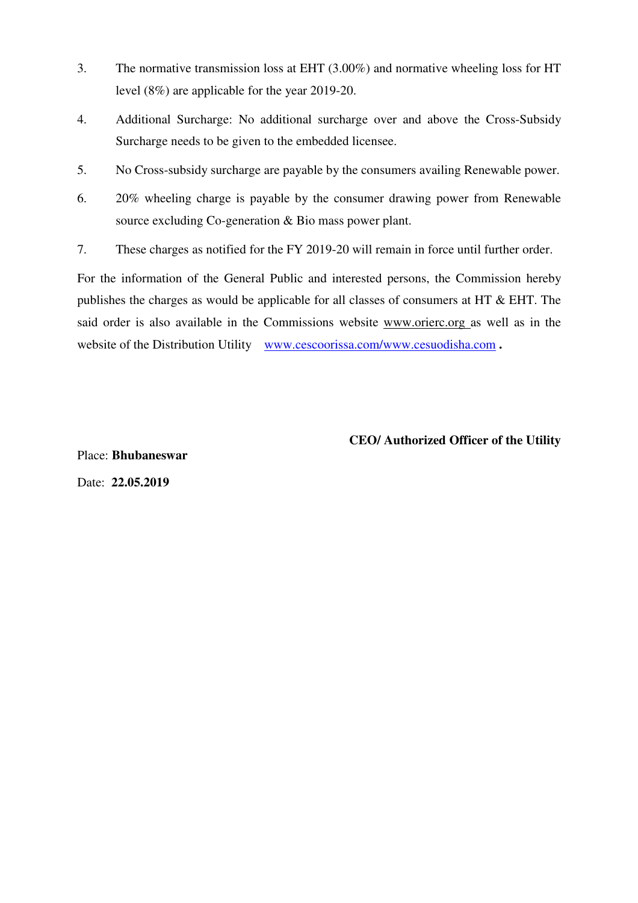3. The normative transmission loss at EHT (3.00%) and normative wheeling loss for HT level (8%) are applicable for the year 2019-20.

4. Additional Surcharge: No additional surcharge over and above the Cross-Subsidy Surcharge needs to be given to the embedded licensee.

5. No Cross-subsidy surcharge are payable by the consumers availing Renewable power.

6. 20% wheeling charge is payable by the consumer drawing power from Renewable source excluding Co-generation & Bio mass power plant.

7. These charges as notified for the FY 2019-20 will remain in force until further order.

For the information of the General Public and interested persons, the Commission hereby publishes the charges as would be applicable for all classes of consumers at HT & EHT. The said order is also available in the Commissions website www.orierc.org as well as in the website of the Distribution Utility www.cescoorissa.com/www.cesuodisha.com **.**

**CEO/ Authorized Officer of the Utility**

Place: **Bhubaneswar**

Date: **22.05.2019**